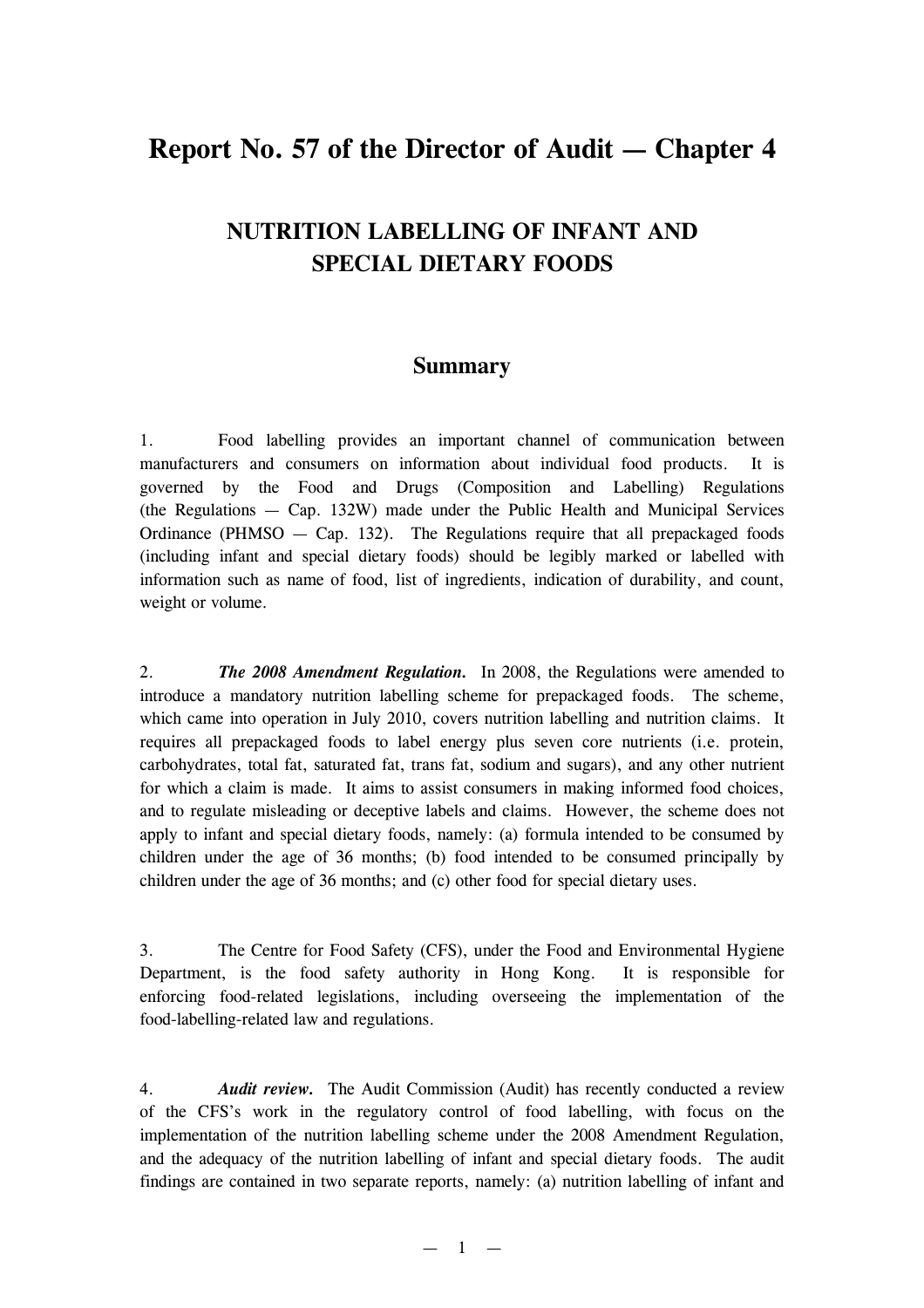# Report No. 57 of the Director of Audit — Chapter 4

## NUTRITION LABELLING OF INFANT AND SPECIAL DIETARY FOODS

### Summary

1. Food labelling provides an important channel of communication between manufacturers and consumers on information about individual food products. It is governed by the Food and Drugs (Composition and Labelling) Regulations (the Regulations — Cap. 132W) made under the Public Health and Municipal Services Ordinance (PHMSO — Cap. 132). The Regulations require that all prepackaged foods (including infant and special dietary foods) should be legibly marked or labelled with information such as name of food, list of ingredients, indication of durability, and count, weight or volume.

2. ***The 2008 Amendment Regulation.*** In 2008, the Regulations were amended to introduce a mandatory nutrition labelling scheme for prepackaged foods. The scheme, which came into operation in July 2010, covers nutrition labelling and nutrition claims. It requires all prepackaged foods to label energy plus seven core nutrients (i.e. protein, carbohydrates, total fat, saturated fat, trans fat, sodium and sugars), and any other nutrient for which a claim is made. It aims to assist consumers in making informed food choices, and to regulate misleading or deceptive labels and claims. However, the scheme does not apply to infant and special dietary foods, namely: (a) formula intended to be consumed by children under the age of 36 months; (b) food intended to be consumed principally by children under the age of 36 months; and (c) other food for special dietary uses.

3. The Centre for Food Safety (CFS), under the Food and Environmental Hygiene Department, is the food safety authority in Hong Kong. It is responsible for enforcing food-related legislations, including overseeing the implementation of the food-labelling-related law and regulations.

4. ***Audit review.*** The Audit Commission (Audit) has recently conducted a review of the CFS's work in the regulatory control of food labelling, with focus on the implementation of the nutrition labelling scheme under the 2008 Amendment Regulation, and the adequacy of the nutrition labelling of infant and special dietary foods. The audit findings are contained in two separate reports, namely: (a) nutrition labelling of infant and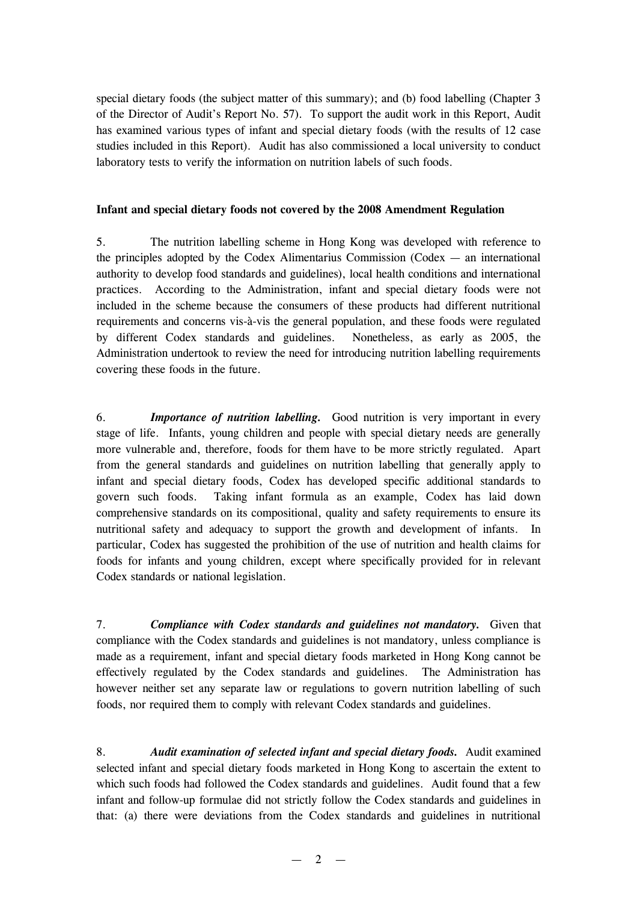special dietary foods (the subject matter of this summary); and (b) food labelling (Chapter 3 of the Director of Audit's Report No. 57). To support the audit work in this Report, Audit has examined various types of infant and special dietary foods (with the results of 12 case studies included in this Report). Audit has also commissioned a local university to conduct laboratory tests to verify the information on nutrition labels of such foods.

**Infant and special dietary foods not covered by the 2008 Amendment Regulation**

5. The nutrition labelling scheme in Hong Kong was developed with reference to the principles adopted by the Codex Alimentarius Commission (Codex — an international authority to develop food standards and guidelines), local health conditions and international practices. According to the Administration, infant and special dietary foods were not included in the scheme because the consumers of these products had different nutritional requirements and concerns vis-à-vis the general population, and these foods were regulated by different Codex standards and guidelines. Nonetheless, as early as 2005, the Administration undertook to review the need for introducing nutrition labelling requirements covering these foods in the future.

6. ***Importance of nutrition labelling.*** Good nutrition is very important in every stage of life. Infants, young children and people with special dietary needs are generally more vulnerable and, therefore, foods for them have to be more strictly regulated. Apart from the general standards and guidelines on nutrition labelling that generally apply to infant and special dietary foods, Codex has developed specific additional standards to govern such foods. Taking infant formula as an example, Codex has laid down comprehensive standards on its compositional, quality and safety requirements to ensure its nutritional safety and adequacy to support the growth and development of infants. In particular, Codex has suggested the prohibition of the use of nutrition and health claims for foods for infants and young children, except where specifically provided for in relevant Codex standards or national legislation.

7. ***Compliance with Codex standards and guidelines not mandatory.*** Given that compliance with the Codex standards and guidelines is not mandatory, unless compliance is made as a requirement, infant and special dietary foods marketed in Hong Kong cannot be effectively regulated by the Codex standards and guidelines. The Administration has however neither set any separate law or regulations to govern nutrition labelling of such foods, nor required them to comply with relevant Codex standards and guidelines.

8. ***Audit examination of selected infant and special dietary foods.*** Audit examined selected infant and special dietary foods marketed in Hong Kong to ascertain the extent to which such foods had followed the Codex standards and guidelines. Audit found that a few infant and follow-up formulae did not strictly follow the Codex standards and guidelines in that: (a) there were deviations from the Codex standards and guidelines in nutritional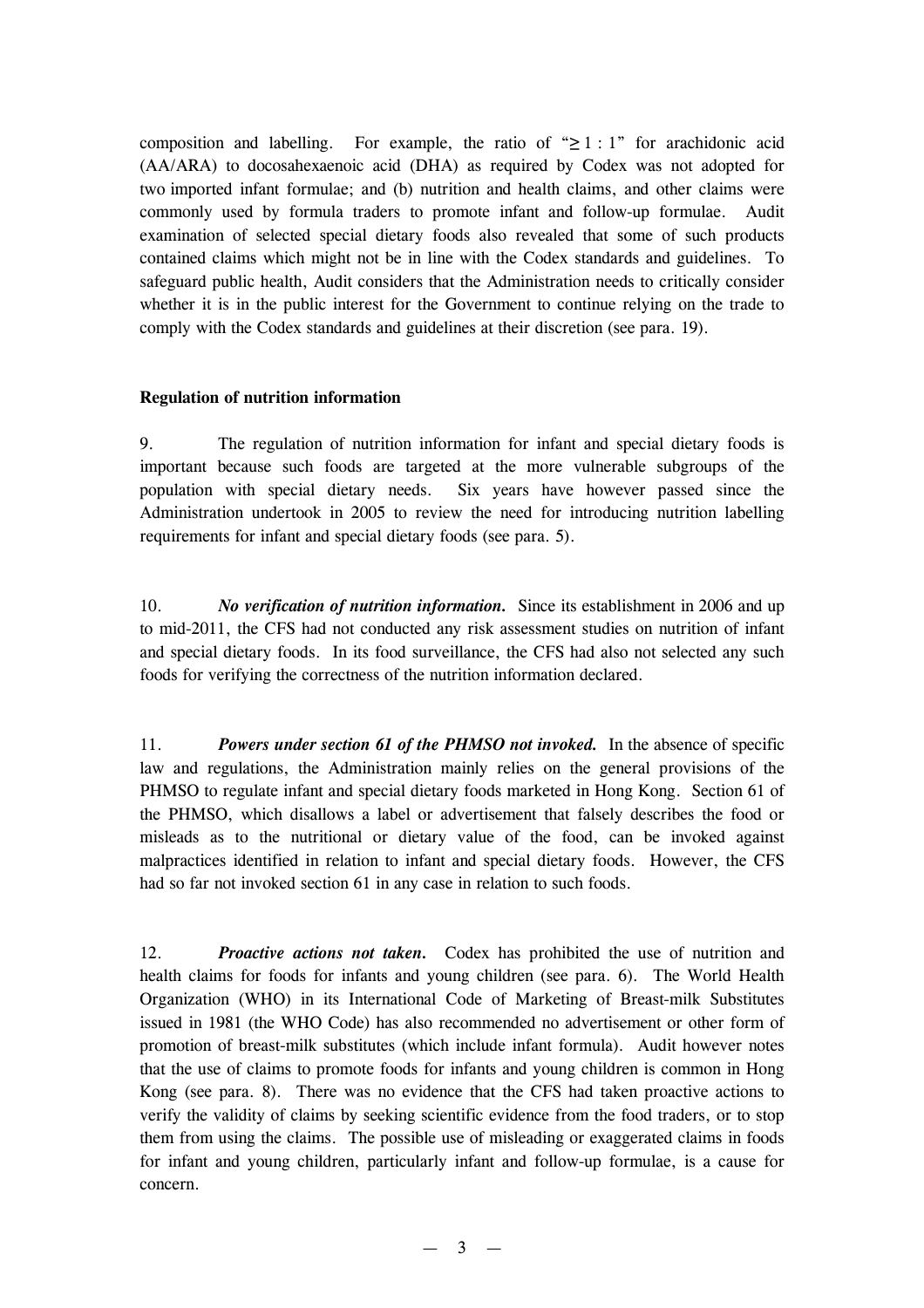composition and labelling. For example, the ratio of "$\geq 1 : 1$" for arachidonic acid (AA/ARA) to docosahexaenoic acid (DHA) as required by Codex was not adopted for two imported infant formulae; and (b) nutrition and health claims, and other claims were commonly used by formula traders to promote infant and follow-up formulae. Audit examination of selected special dietary foods also revealed that some of such products contained claims which might not be in line with the Codex standards and guidelines. To safeguard public health, Audit considers that the Administration needs to critically consider whether it is in the public interest for the Government to continue relying on the trade to comply with the Codex standards and guidelines at their discretion (see para. 19).

**Regulation of nutrition information**

9. The regulation of nutrition information for infant and special dietary foods is important because such foods are targeted at the more vulnerable subgroups of the population with special dietary needs. Six years have however passed since the Administration undertook in 2005 to review the need for introducing nutrition labelling requirements for infant and special dietary foods (see para. 5).

10. ***No verification of nutrition information.*** Since its establishment in 2006 and up to mid-2011, the CFS had not conducted any risk assessment studies on nutrition of infant and special dietary foods. In its food surveillance, the CFS had also not selected any such foods for verifying the correctness of the nutrition information declared.

11. ***Powers under section 61 of the PHMSO not invoked.*** In the absence of specific law and regulations, the Administration mainly relies on the general provisions of the PHMSO to regulate infant and special dietary foods marketed in Hong Kong. Section 61 of the PHMSO, which disallows a label or advertisement that falsely describes the food or misleads as to the nutritional or dietary value of the food, can be invoked against malpractices identified in relation to infant and special dietary foods. However, the CFS had so far not invoked section 61 in any case in relation to such foods.

12. ***Proactive actions not taken.*** Codex has prohibited the use of nutrition and health claims for foods for infants and young children (see para. 6). The World Health Organization (WHO) in its International Code of Marketing of Breast-milk Substitutes issued in 1981 (the WHO Code) has also recommended no advertisement or other form of promotion of breast-milk substitutes (which include infant formula). Audit however notes that the use of claims to promote foods for infants and young children is common in Hong Kong (see para. 8). There was no evidence that the CFS had taken proactive actions to verify the validity of claims by seeking scientific evidence from the food traders, or to stop them from using the claims. The possible use of misleading or exaggerated claims in foods for infant and young children, particularly infant and follow-up formulae, is a cause for concern.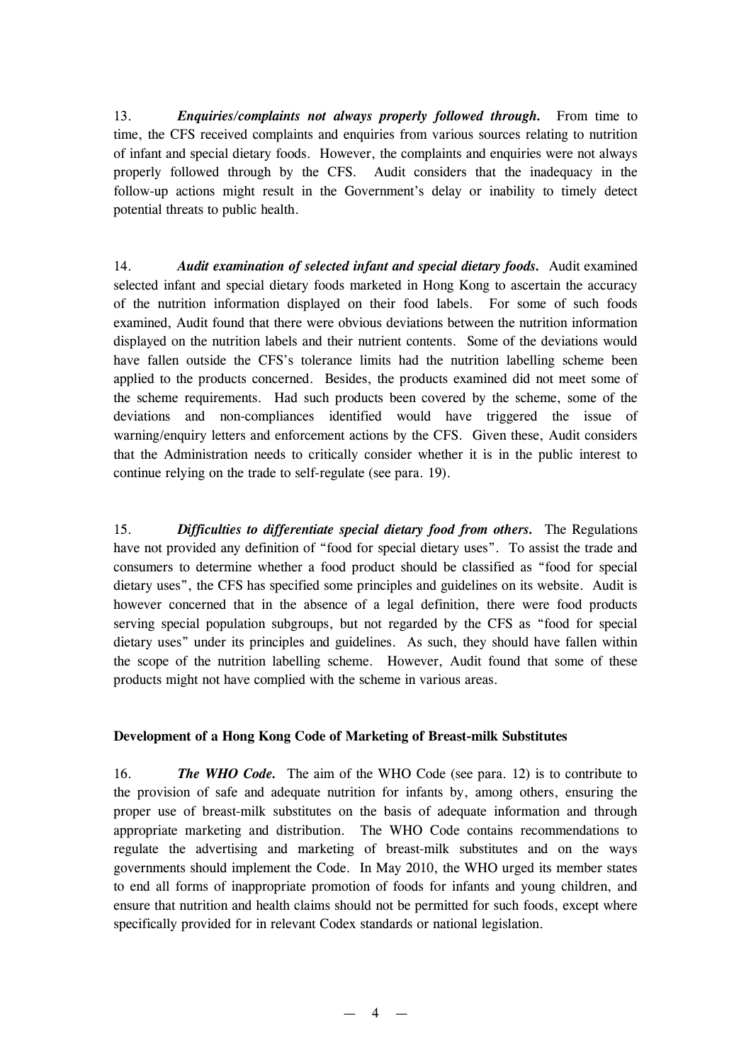13. ***Enquiries/complaints not always properly followed through.*** From time to time, the CFS received complaints and enquiries from various sources relating to nutrition of infant and special dietary foods. However, the complaints and enquiries were not always properly followed through by the CFS. Audit considers that the inadequacy in the follow-up actions might result in the Government's delay or inability to timely detect potential threats to public health.

14. ***Audit examination of selected infant and special dietary foods.*** Audit examined selected infant and special dietary foods marketed in Hong Kong to ascertain the accuracy of the nutrition information displayed on their food labels. For some of such foods examined, Audit found that there were obvious deviations between the nutrition information displayed on the nutrition labels and their nutrient contents. Some of the deviations would have fallen outside the CFS's tolerance limits had the nutrition labelling scheme been applied to the products concerned. Besides, the products examined did not meet some of the scheme requirements. Had such products been covered by the scheme, some of the deviations and non-compliances identified would have triggered the issue of warning/enquiry letters and enforcement actions by the CFS. Given these, Audit considers that the Administration needs to critically consider whether it is in the public interest to continue relying on the trade to self-regulate (see para. 19).

15. ***Difficulties to differentiate special dietary food from others.*** The Regulations have not provided any definition of "food for special dietary uses". To assist the trade and consumers to determine whether a food product should be classified as "food for special dietary uses", the CFS has specified some principles and guidelines on its website. Audit is however concerned that in the absence of a legal definition, there were food products serving special population subgroups, but not regarded by the CFS as "food for special dietary uses" under its principles and guidelines. As such, they should have fallen within the scope of the nutrition labelling scheme. However, Audit found that some of these products might not have complied with the scheme in various areas.

**Development of a Hong Kong Code of Marketing of Breast-milk Substitutes**

16. ***The WHO Code.*** The aim of the WHO Code (see para. 12) is to contribute to the provision of safe and adequate nutrition for infants by, among others, ensuring the proper use of breast-milk substitutes on the basis of adequate information and through appropriate marketing and distribution. The WHO Code contains recommendations to regulate the advertising and marketing of breast-milk substitutes and on the ways governments should implement the Code. In May 2010, the WHO urged its member states to end all forms of inappropriate promotion of foods for infants and young children, and ensure that nutrition and health claims should not be permitted for such foods, except where specifically provided for in relevant Codex standards or national legislation.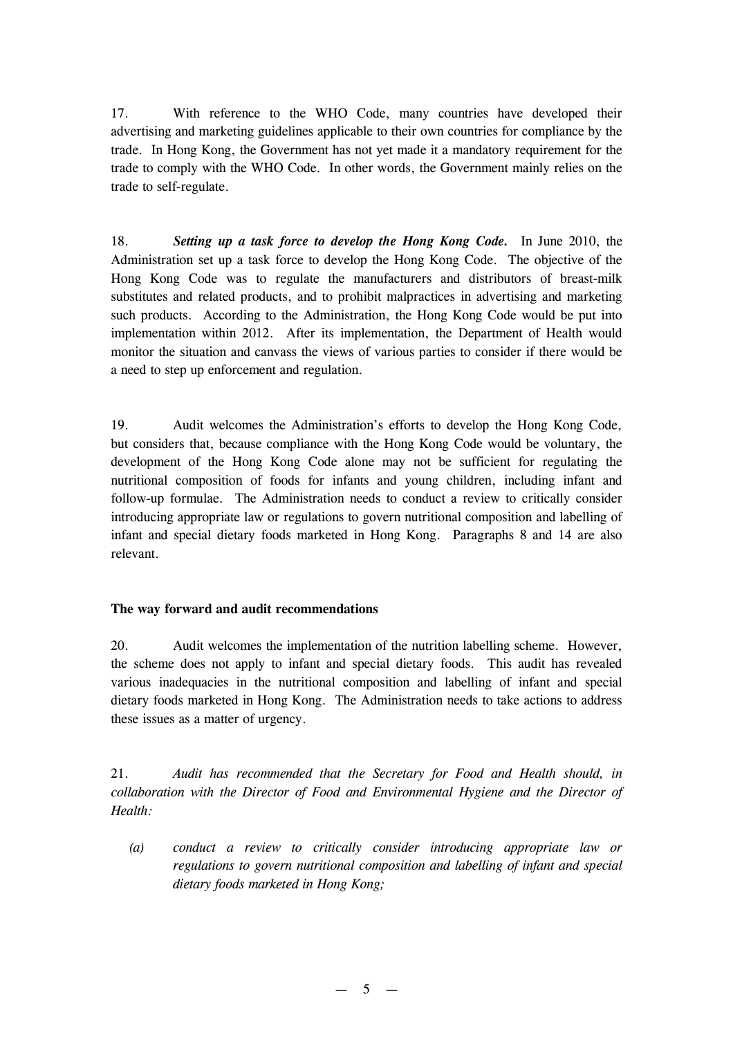17. With reference to the WHO Code, many countries have developed their advertising and marketing guidelines applicable to their own countries for compliance by the trade. In Hong Kong, the Government has not yet made it a mandatory requirement for the trade to comply with the WHO Code. In other words, the Government mainly relies on the trade to self-regulate.

18. ***Setting up a task force to develop the Hong Kong Code.*** In June 2010, the Administration set up a task force to develop the Hong Kong Code. The objective of the Hong Kong Code was to regulate the manufacturers and distributors of breast-milk substitutes and related products, and to prohibit malpractices in advertising and marketing such products. According to the Administration, the Hong Kong Code would be put into implementation within 2012. After its implementation, the Department of Health would monitor the situation and canvass the views of various parties to consider if there would be a need to step up enforcement and regulation.

19. Audit welcomes the Administration's efforts to develop the Hong Kong Code, but considers that, because compliance with the Hong Kong Code would be voluntary, the development of the Hong Kong Code alone may not be sufficient for regulating the nutritional composition of foods for infants and young children, including infant and follow-up formulae. The Administration needs to conduct a review to critically consider introducing appropriate law or regulations to govern nutritional composition and labelling of infant and special dietary foods marketed in Hong Kong. Paragraphs 8 and 14 are also relevant.

**The way forward and audit recommendations**

20. Audit welcomes the implementation of the nutrition labelling scheme. However, the scheme does not apply to infant and special dietary foods. This audit has revealed various inadequacies in the nutritional composition and labelling of infant and special dietary foods marketed in Hong Kong. The Administration needs to take actions to address these issues as a matter of urgency.

21. *Audit has recommended that the Secretary for Food and Health should, in collaboration with the Director of Food and Environmental Hygiene and the Director of Health:*

*(a) conduct a review to critically consider introducing appropriate law or regulations to govern nutritional composition and labelling of infant and special dietary foods marketed in Hong Kong;*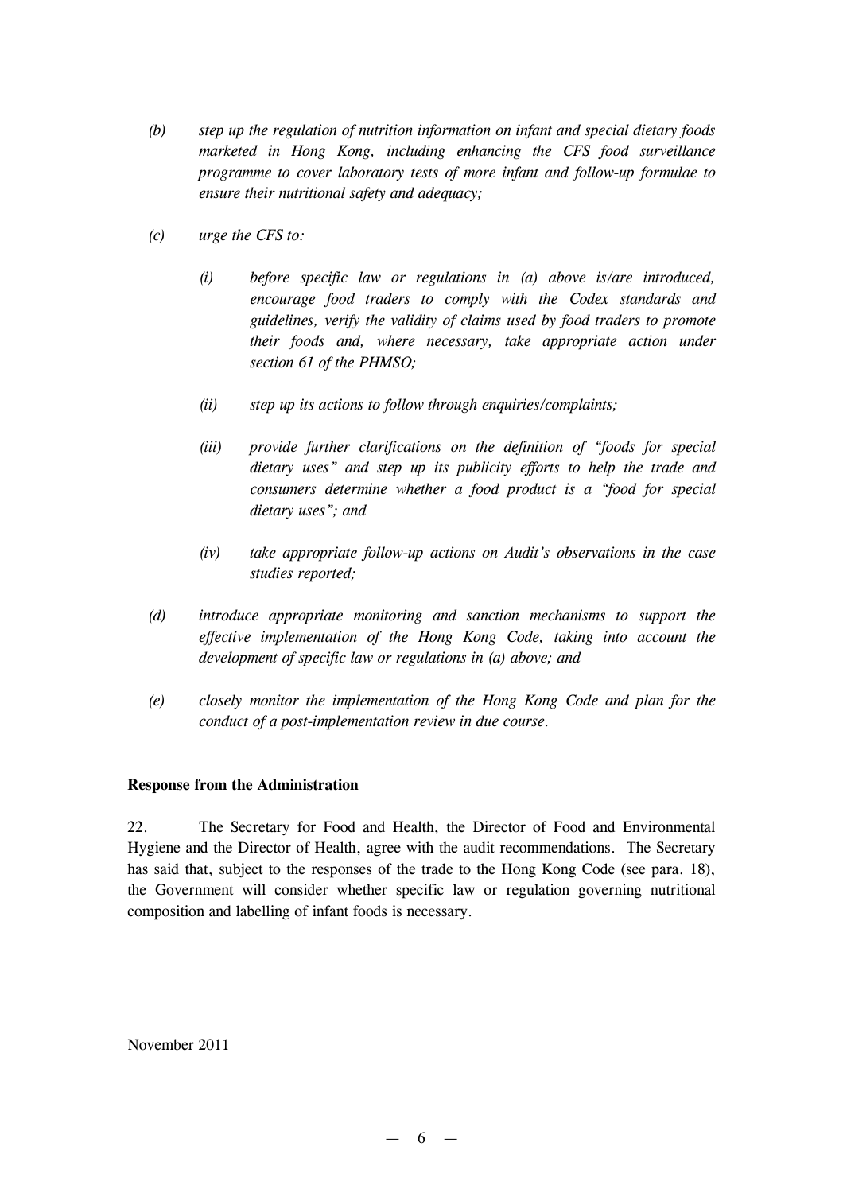*(b) step up the regulation of nutrition information on infant and special dietary foods marketed in Hong Kong, including enhancing the CFS food surveillance programme to cover laboratory tests of more infant and follow-up formulae to ensure their nutritional safety and adequacy;*

*(c) urge the CFS to:*

*(i) before specific law or regulations in (a) above is/are introduced, encourage food traders to comply with the Codex standards and guidelines, verify the validity of claims used by food traders to promote their foods and, where necessary, take appropriate action under section 61 of the PHMSO;*

*(ii) step up its actions to follow through enquiries/complaints;*

*(iii) provide further clarifications on the definition of "foods for special dietary uses" and step up its publicity efforts to help the trade and consumers determine whether a food product is a "food for special dietary uses"; and*

*(iv) take appropriate follow-up actions on Audit's observations in the case studies reported;*

*(d) introduce appropriate monitoring and sanction mechanisms to support the effective implementation of the Hong Kong Code, taking into account the development of specific law or regulations in (a) above; and*

*(e) closely monitor the implementation of the Hong Kong Code and plan for the conduct of a post-implementation review in due course.*

**Response from the Administration**

22. The Secretary for Food and Health, the Director of Food and Environmental Hygiene and the Director of Health, agree with the audit recommendations. The Secretary has said that, subject to the responses of the trade to the Hong Kong Code (see para. 18), the Government will consider whether specific law or regulation governing nutritional composition and labelling of infant foods is necessary.

November 2011